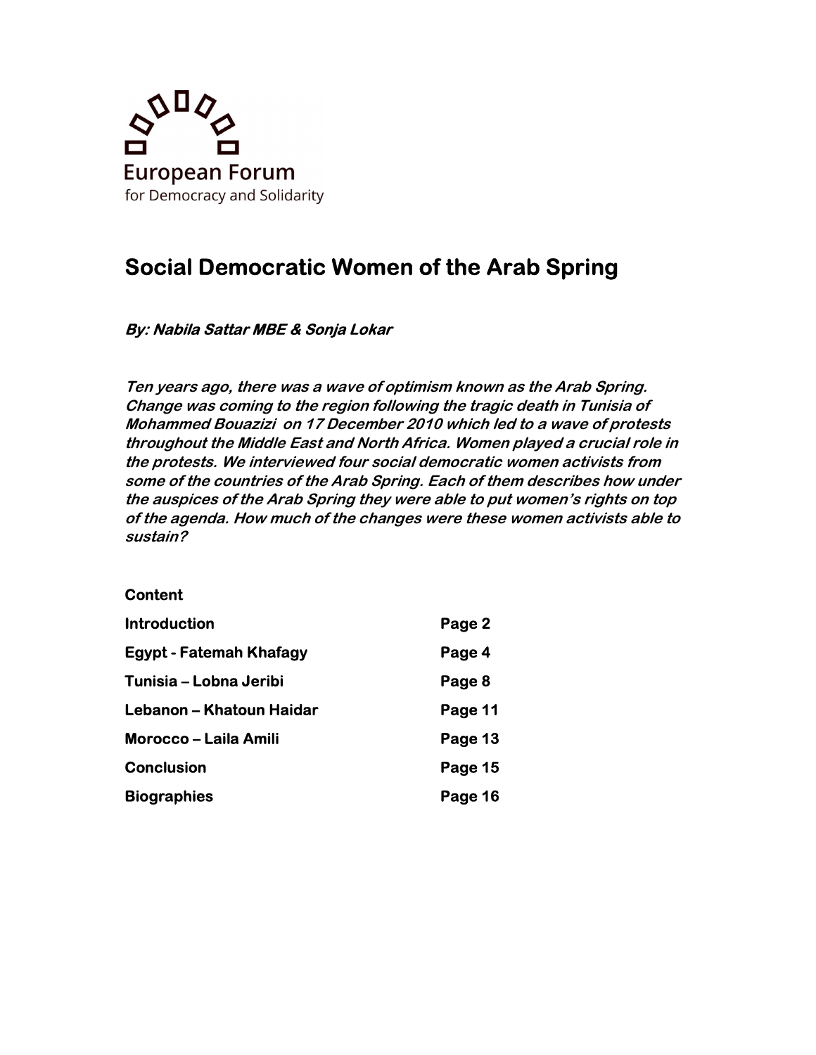European Forum
for Democracy and Solidarity

# Social Democratic Women of the Arab Spring

***By: Nabila Sattar MBE & Sonja Lokar***

***Ten years ago, there was a wave of optimism known as the Arab Spring. Change was coming to the region following the tragic death in Tunisia of Mohammed Bouazizi on 17 December 2010 which led to a wave of protests throughout the Middle East and North Africa. Women played a crucial role in the protests. We interviewed four social democratic women activists from some of the countries of the Arab Spring. Each of them describes how under the auspices of the Arab Spring they were able to put women's rights on top of the agenda. How much of the changes were these women activists able to sustain?***

**Content**

| | |
|---|---|
| **Introduction** | **Page 2** |
| **Egypt - Fatemah Khafagy** | **Page 4** |
| **Tunisia – Lobna Jeribi** | **Page 8** |
| **Lebanon – Khatoun Haidar** | **Page 11** |
| **Morocco – Laila Amili** | **Page 13** |
| **Conclusion** | **Page 15** |
| **Biographies** | **Page 16** |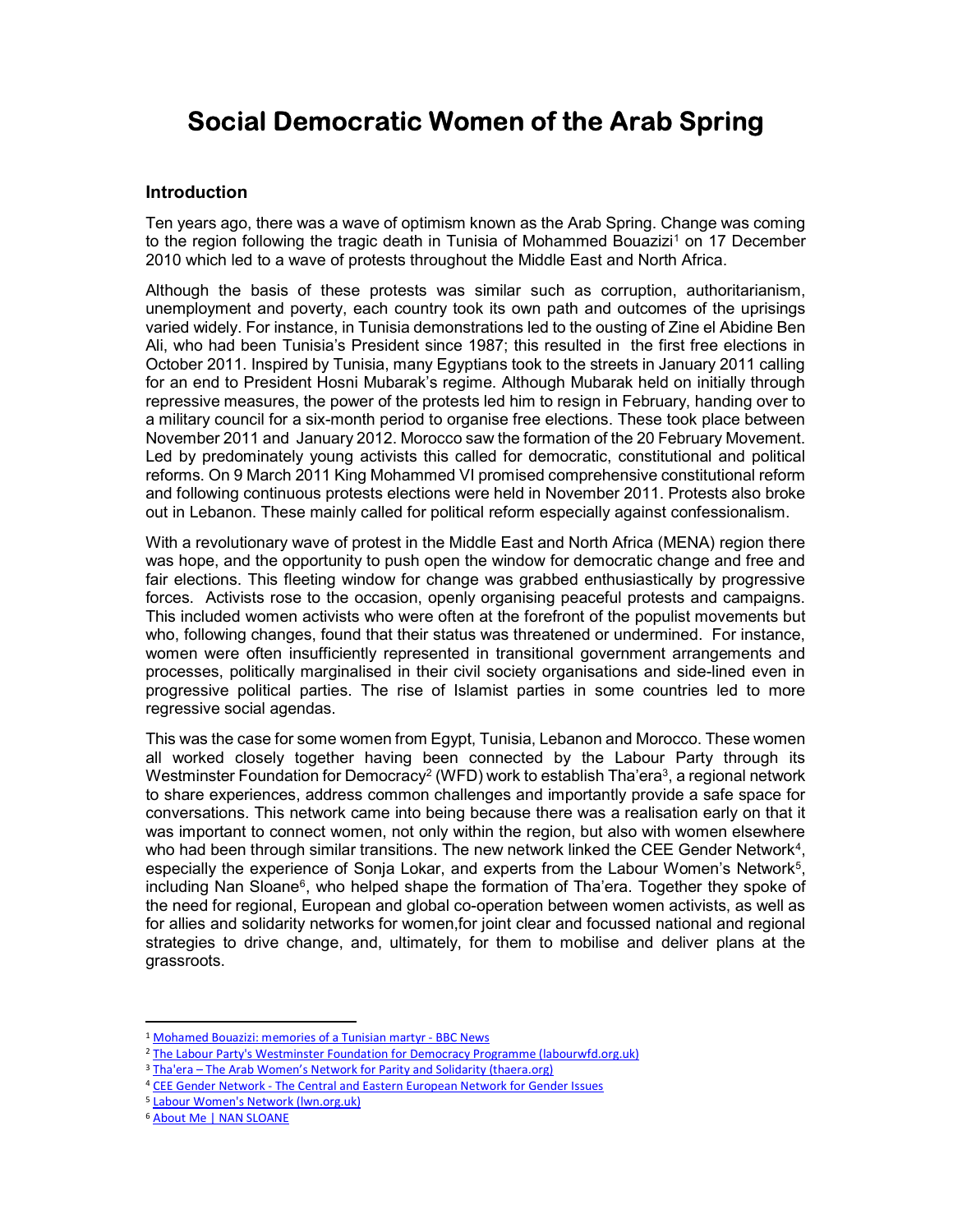# Social Democratic Women of the Arab Spring

## Introduction

Ten years ago, there was a wave of optimism known as the Arab Spring. Change was coming to the region following the tragic death in Tunisia of Mohammed Bouazizi[1] on 17 December 2010 which led to a wave of protests throughout the Middle East and North Africa.

Although the basis of these protests was similar such as corruption, authoritarianism, unemployment and poverty, each country took its own path and outcomes of the uprisings varied widely. For instance, in Tunisia demonstrations led to the ousting of Zine el Abidine Ben Ali, who had been Tunisia's President since 1987; this resulted in the first free elections in October 2011. Inspired by Tunisia, many Egyptians took to the streets in January 2011 calling for an end to President Hosni Mubarak's regime. Although Mubarak held on initially through repressive measures, the power of the protests led him to resign in February, handing over to a military council for a six-month period to organise free elections. These took place between November 2011 and January 2012. Morocco saw the formation of the 20 February Movement. Led by predominately young activists this called for democratic, constitutional and political reforms. On 9 March 2011 King Mohammed VI promised comprehensive constitutional reform and following continuous protests elections were held in November 2011. Protests also broke out in Lebanon. These mainly called for political reform especially against confessionalism.

With a revolutionary wave of protest in the Middle East and North Africa (MENA) region there was hope, and the opportunity to push open the window for democratic change and free and fair elections. This fleeting window for change was grabbed enthusiastically by progressive forces. Activists rose to the occasion, openly organising peaceful protests and campaigns. This included women activists who were often at the forefront of the populist movements but who, following changes, found that their status was threatened or undermined. For instance, women were often insufficiently represented in transitional government arrangements and processes, politically marginalised in their civil society organisations and side-lined even in progressive political parties. The rise of Islamist parties in some countries led to more regressive social agendas.

This was the case for some women from Egypt, Tunisia, Lebanon and Morocco. These women all worked closely together having been connected by the Labour Party through its Westminster Foundation for Democracy[2] (WFD) work to establish Tha'era[3], a regional network to share experiences, address common challenges and importantly provide a safe space for conversations. This network came into being because there was a realisation early on that it was important to connect women, not only within the region, but also with women elsewhere who had been through similar transitions. The new network linked the CEE Gender Network[4], especially the experience of Sonja Lokar, and experts from the Labour Women's Network[5], including Nan Sloane[6], who helped shape the formation of Tha'era. Together they spoke of the need for regional, European and global co-operation between women activists, as well as for allies and solidarity networks for women,for joint clear and focussed national and regional strategies to drive change, and, ultimately, for them to mobilise and deliver plans at the grassroots.

---

[1] Mohamed Bouazizi: memories of a Tunisian martyr - BBC News
[2] The Labour Party's Westminster Foundation for Democracy Programme (labourwfd.org.uk)
[3] Tha'era – The Arab Women's Network for Parity and Solidarity (thaera.org)
[4] CEE Gender Network - The Central and Eastern European Network for Gender Issues
[5] Labour Women's Network (lwn.org.uk)
[6] About Me | NAN SLOANE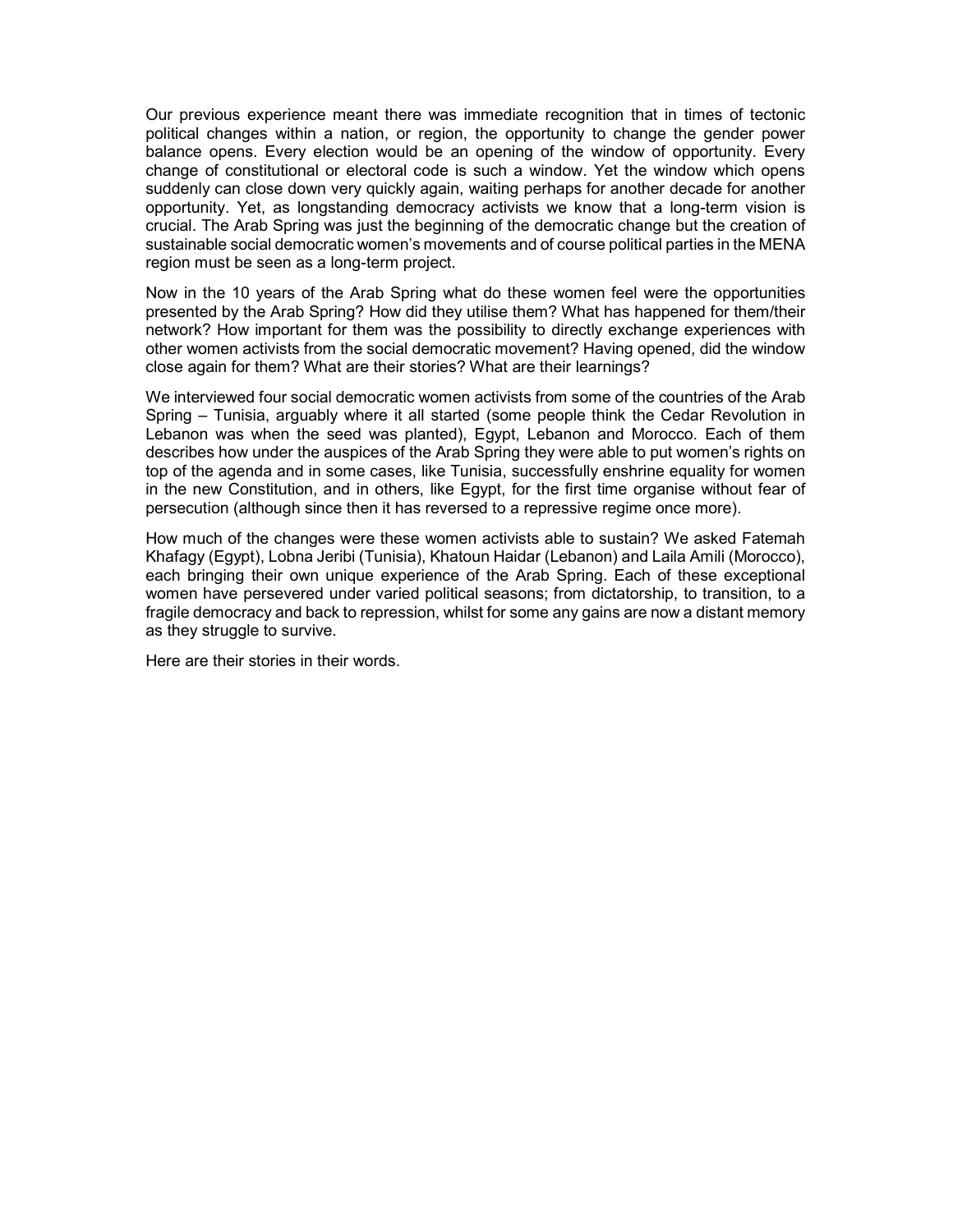Our previous experience meant there was immediate recognition that in times of tectonic political changes within a nation, or region, the opportunity to change the gender power balance opens. Every election would be an opening of the window of opportunity. Every change of constitutional or electoral code is such a window. Yet the window which opens suddenly can close down very quickly again, waiting perhaps for another decade for another opportunity. Yet, as longstanding democracy activists we know that a long-term vision is crucial. The Arab Spring was just the beginning of the democratic change but the creation of sustainable social democratic women's movements and of course political parties in the MENA region must be seen as a long-term project.

Now in the 10 years of the Arab Spring what do these women feel were the opportunities presented by the Arab Spring? How did they utilise them? What has happened for them/their network? How important for them was the possibility to directly exchange experiences with other women activists from the social democratic movement? Having opened, did the window close again for them? What are their stories? What are their learnings?

We interviewed four social democratic women activists from some of the countries of the Arab Spring – Tunisia, arguably where it all started (some people think the Cedar Revolution in Lebanon was when the seed was planted), Egypt, Lebanon and Morocco. Each of them describes how under the auspices of the Arab Spring they were able to put women's rights on top of the agenda and in some cases, like Tunisia, successfully enshrine equality for women in the new Constitution, and in others, like Egypt, for the first time organise without fear of persecution (although since then it has reversed to a repressive regime once more).

How much of the changes were these women activists able to sustain? We asked Fatemah Khafagy (Egypt), Lobna Jeribi (Tunisia), Khatoun Haidar (Lebanon) and Laila Amili (Morocco), each bringing their own unique experience of the Arab Spring. Each of these exceptional women have persevered under varied political seasons; from dictatorship, to transition, to a fragile democracy and back to repression, whilst for some any gains are now a distant memory as they struggle to survive.

Here are their stories in their words.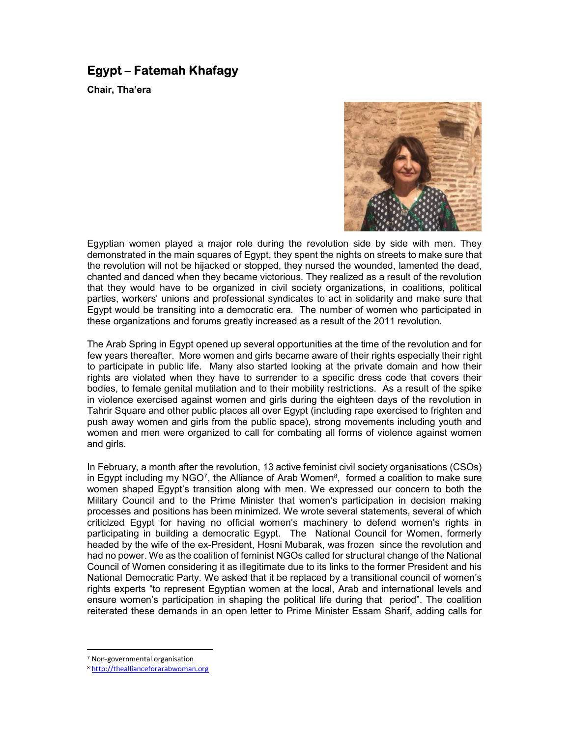## Egypt – Fatemah Khafagy

**Chair, Tha'era**

Egyptian women played a major role during the revolution side by side with men. They demonstrated in the main squares of Egypt, they spent the nights on streets to make sure that the revolution will not be hijacked or stopped, they nursed the wounded, lamented the dead, chanted and danced when they became victorious. They realized as a result of the revolution that they would have to be organized in civil society organizations, in coalitions, political parties, workers' unions and professional syndicates to act in solidarity and make sure that Egypt would be transiting into a democratic era. The number of women who participated in these organizations and forums greatly increased as a result of the 2011 revolution.

The Arab Spring in Egypt opened up several opportunities at the time of the revolution and for few years thereafter. More women and girls became aware of their rights especially their right to participate in public life. Many also started looking at the private domain and how their rights are violated when they have to surrender to a specific dress code that covers their bodies, to female genital mutilation and to their mobility restrictions. As a result of the spike in violence exercised against women and girls during the eighteen days of the revolution in Tahrir Square and other public places all over Egypt (including rape exercised to frighten and push away women and girls from the public space), strong movements including youth and women and men were organized to call for combating all forms of violence against women and girls.

In February, a month after the revolution, 13 active feminist civil society organisations (CSOs) in Egypt including my NGO[7], the Alliance of Arab Women[8], formed a coalition to make sure women shaped Egypt's transition along with men. We expressed our concern to both the Military Council and to the Prime Minister that women's participation in decision making processes and positions has been minimized. We wrote several statements, several of which criticized Egypt for having no official women's machinery to defend women's rights in participating in building a democratic Egypt. The National Council for Women, formerly headed by the wife of the ex-President, Hosni Mubarak, was frozen since the revolution and had no power. We as the coalition of feminist NGOs called for structural change of the National Council of Women considering it as illegitimate due to its links to the former President and his National Democratic Party. We asked that it be replaced by a transitional council of women's rights experts "to represent Egyptian women at the local, Arab and international levels and ensure women's participation in shaping the political life during that period". The coalition reiterated these demands in an open letter to Prime Minister Essam Sharif, adding calls for

[7] Non-governmental organisation

[8] http://theallianceforarabwoman.org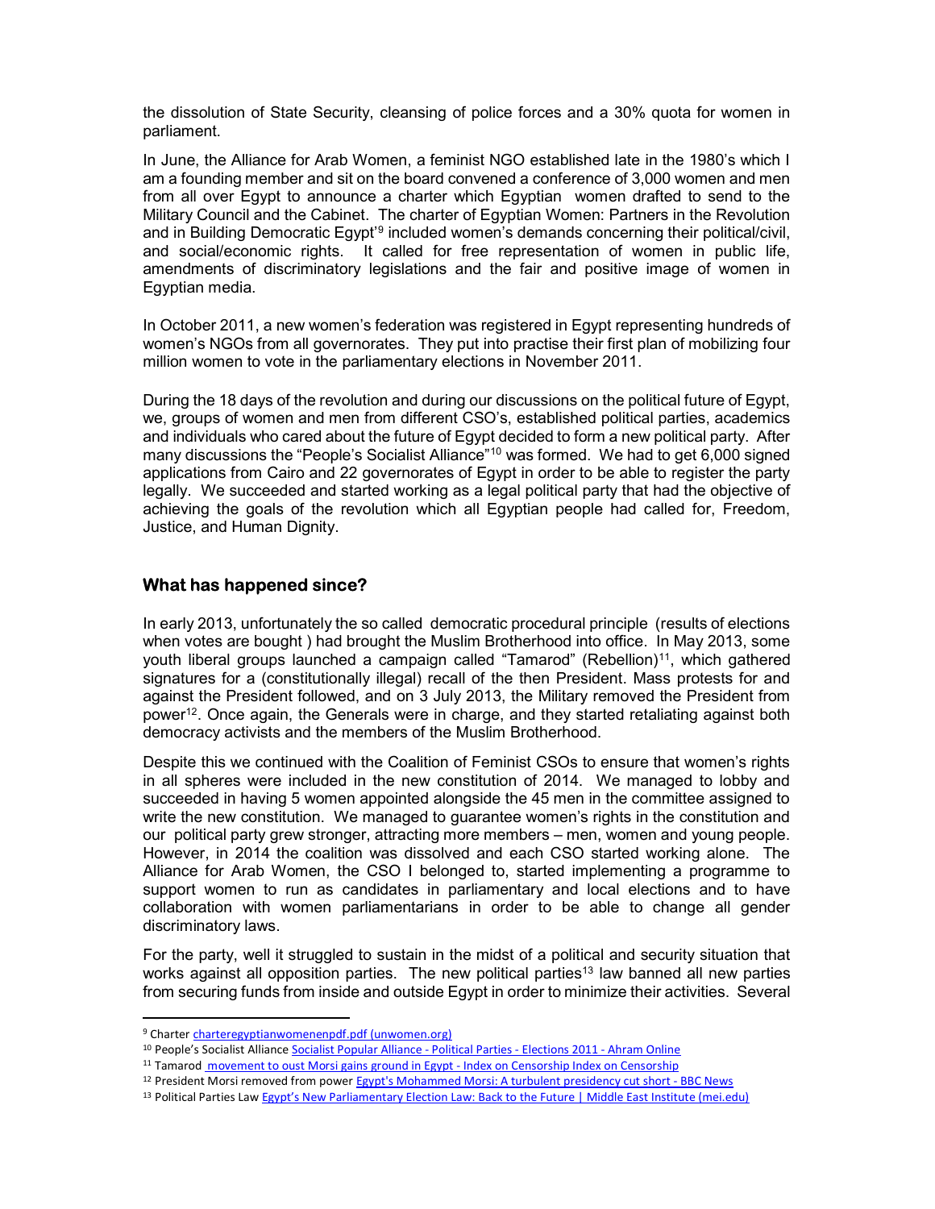the dissolution of State Security, cleansing of police forces and a 30% quota for women in parliament.

In June, the Alliance for Arab Women, a feminist NGO established late in the 1980's which I am a founding member and sit on the board convened a conference of 3,000 women and men from all over Egypt to announce a charter which Egyptian women drafted to send to the Military Council and the Cabinet. The charter of Egyptian Women: Partners in the Revolution and in Building Democratic Egypt'[9] included women's demands concerning their political/civil, and social/economic rights. It called for free representation of women in public life, amendments of discriminatory legislations and the fair and positive image of women in Egyptian media.

In October 2011, a new women's federation was registered in Egypt representing hundreds of women's NGOs from all governorates. They put into practise their first plan of mobilizing four million women to vote in the parliamentary elections in November 2011.

During the 18 days of the revolution and during our discussions on the political future of Egypt, we, groups of women and men from different CSO's, established political parties, academics and individuals who cared about the future of Egypt decided to form a new political party. After many discussions the "People's Socialist Alliance"[10] was formed. We had to get 6,000 signed applications from Cairo and 22 governorates of Egypt in order to be able to register the party legally. We succeeded and started working as a legal political party that had the objective of achieving the goals of the revolution which all Egyptian people had called for, Freedom, Justice, and Human Dignity.

## What has happened since?

In early 2013, unfortunately the so called democratic procedural principle (results of elections when votes are bought ) had brought the Muslim Brotherhood into office. In May 2013, some youth liberal groups launched a campaign called "Tamarod" (Rebellion)[11], which gathered signatures for a (constitutionally illegal) recall of the then President. Mass protests for and against the President followed, and on 3 July 2013, the Military removed the President from power[12]. Once again, the Generals were in charge, and they started retaliating against both democracy activists and the members of the Muslim Brotherhood.

Despite this we continued with the Coalition of Feminist CSOs to ensure that women's rights in all spheres were included in the new constitution of 2014. We managed to lobby and succeeded in having 5 women appointed alongside the 45 men in the committee assigned to write the new constitution. We managed to guarantee women's rights in the constitution and our political party grew stronger, attracting more members – men, women and young people. However, in 2014 the coalition was dissolved and each CSO started working alone. The Alliance for Arab Women, the CSO I belonged to, started implementing a programme to support women to run as candidates in parliamentary and local elections and to have collaboration with women parliamentarians in order to be able to change all gender discriminatory laws.

For the party, well it struggled to sustain in the midst of a political and security situation that works against all opposition parties. The new political parties[13] law banned all new parties from securing funds from inside and outside Egypt in order to minimize their activities. Several

---

[9] Charter charteregyptianwomenenpdf.pdf (unwomen.org)

[10] People's Socialist Alliance Socialist Popular Alliance - Political Parties - Elections 2011 - Ahram Online

[11] Tamarod movement to oust Morsi gains ground in Egypt - Index on Censorship Index on Censorship

[12] President Morsi removed from power Egypt's Mohammed Morsi: A turbulent presidency cut short - BBC News

[13] Political Parties Law Egypt's New Parliamentary Election Law: Back to the Future | Middle East Institute (mei.edu)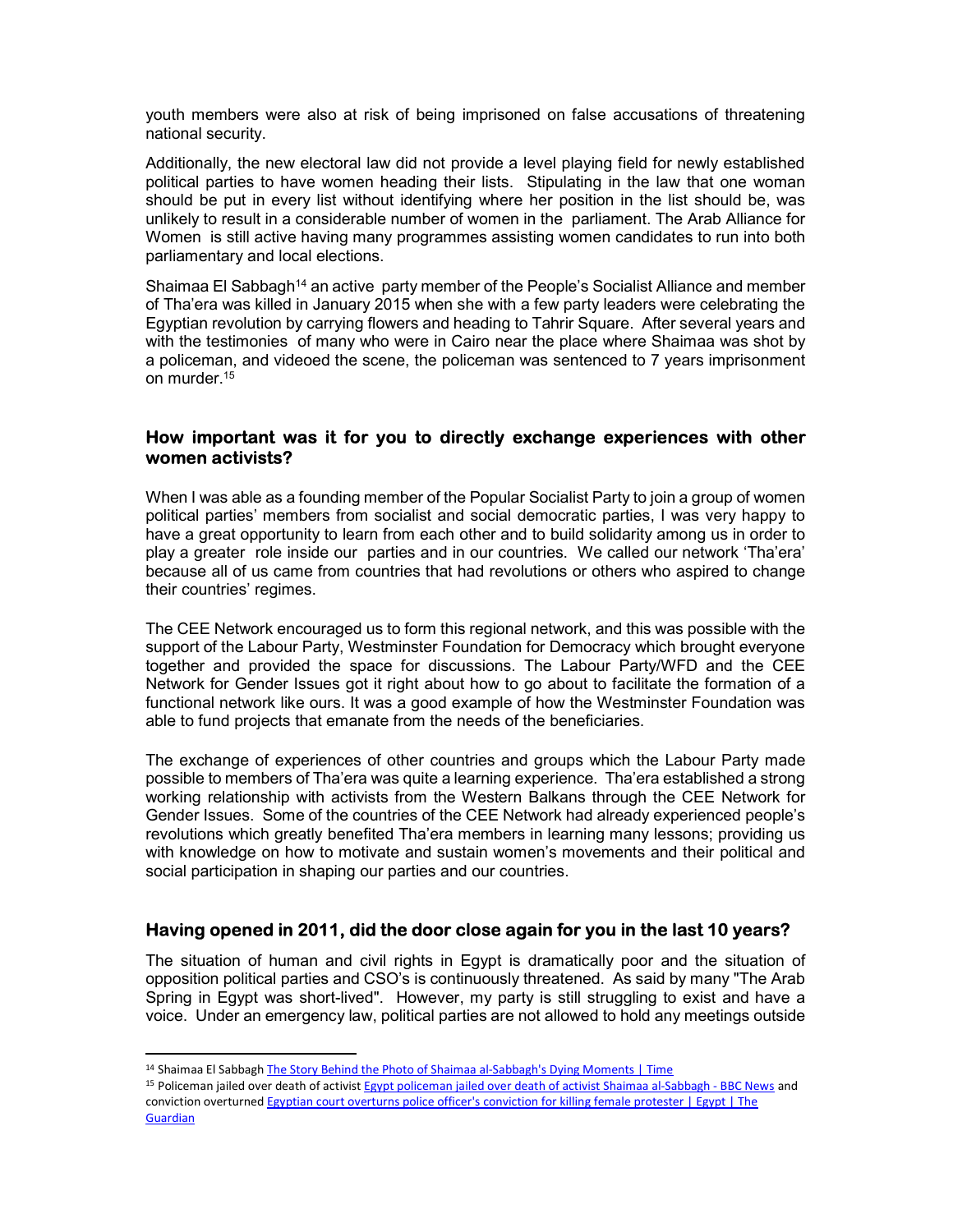youth members were also at risk of being imprisoned on false accusations of threatening national security.

Additionally, the new electoral law did not provide a level playing field for newly established political parties to have women heading their lists. Stipulating in the law that one woman should be put in every list without identifying where her position in the list should be, was unlikely to result in a considerable number of women in the parliament. The Arab Alliance for Women is still active having many programmes assisting women candidates to run into both parliamentary and local elections.

Shaimaa El Sabbagh[14] an active party member of the People's Socialist Alliance and member of Tha'era was killed in January 2015 when she with a few party leaders were celebrating the Egyptian revolution by carrying flowers and heading to Tahrir Square. After several years and with the testimonies of many who were in Cairo near the place where Shaimaa was shot by a policeman, and videoed the scene, the policeman was sentenced to 7 years imprisonment on murder.[15]

## How important was it for you to directly exchange experiences with other women activists?

When I was able as a founding member of the Popular Socialist Party to join a group of women political parties' members from socialist and social democratic parties, I was very happy to have a great opportunity to learn from each other and to build solidarity among us in order to play a greater role inside our parties and in our countries. We called our network 'Tha'era' because all of us came from countries that had revolutions or others who aspired to change their countries' regimes.

The CEE Network encouraged us to form this regional network, and this was possible with the support of the Labour Party, Westminster Foundation for Democracy which brought everyone together and provided the space for discussions. The Labour Party/WFD and the CEE Network for Gender Issues got it right about how to go about to facilitate the formation of a functional network like ours. It was a good example of how the Westminster Foundation was able to fund projects that emanate from the needs of the beneficiaries.

The exchange of experiences of other countries and groups which the Labour Party made possible to members of Tha'era was quite a learning experience. Tha'era established a strong working relationship with activists from the Western Balkans through the CEE Network for Gender Issues. Some of the countries of the CEE Network had already experienced people's revolutions which greatly benefited Tha'era members in learning many lessons; providing us with knowledge on how to motivate and sustain women's movements and their political and social participation in shaping our parties and our countries.

## Having opened in 2011, did the door close again for you in the last 10 years?

The situation of human and civil rights in Egypt is dramatically poor and the situation of opposition political parties and CSO's is continuously threatened. As said by many "The Arab Spring in Egypt was short-lived". However, my party is still struggling to exist and have a voice. Under an emergency law, political parties are not allowed to hold any meetings outside

---

[14] Shaimaa El Sabbagh The Story Behind the Photo of Shaimaa al-Sabbagh's Dying Moments | Time

[15] Policeman jailed over death of activist Egypt policeman jailed over death of activist Shaimaa al-Sabbagh - BBC News and conviction overturned Egyptian court overturns police officer's conviction for killing female protester | Egypt | The Guardian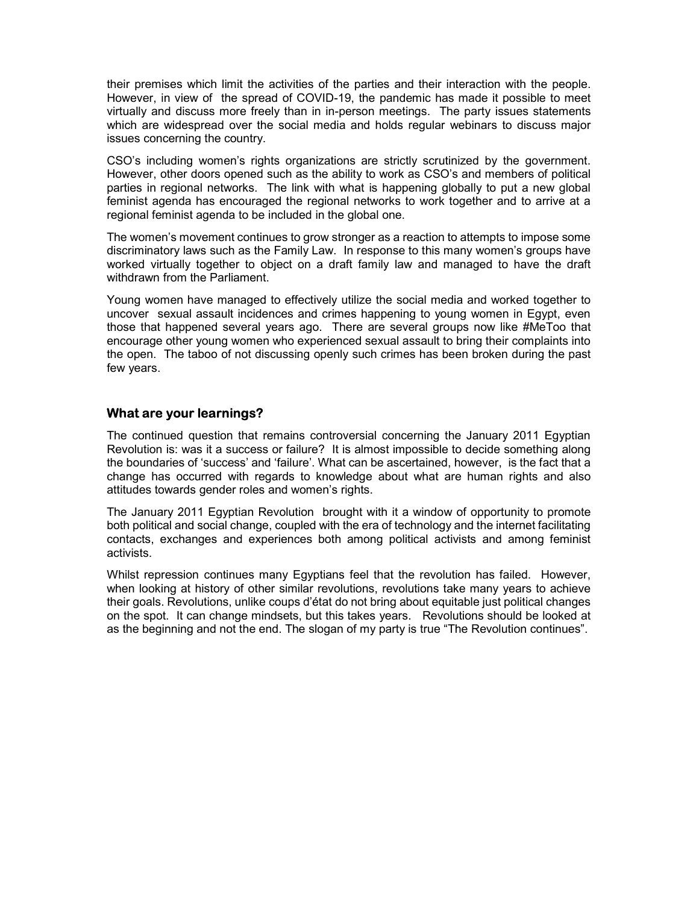their premises which limit the activities of the parties and their interaction with the people. However, in view of the spread of COVID-19, the pandemic has made it possible to meet virtually and discuss more freely than in in-person meetings. The party issues statements which are widespread over the social media and holds regular webinars to discuss major issues concerning the country.

CSO's including women's rights organizations are strictly scrutinized by the government. However, other doors opened such as the ability to work as CSO's and members of political parties in regional networks. The link with what is happening globally to put a new global feminist agenda has encouraged the regional networks to work together and to arrive at a regional feminist agenda to be included in the global one.

The women's movement continues to grow stronger as a reaction to attempts to impose some discriminatory laws such as the Family Law. In response to this many women's groups have worked virtually together to object on a draft family law and managed to have the draft withdrawn from the Parliament.

Young women have managed to effectively utilize the social media and worked together to uncover sexual assault incidences and crimes happening to young women in Egypt, even those that happened several years ago. There are several groups now like #MeToo that encourage other young women who experienced sexual assault to bring their complaints into the open. The taboo of not discussing openly such crimes has been broken during the past few years.

## What are your learnings?

The continued question that remains controversial concerning the January 2011 Egyptian Revolution is: was it a success or failure? It is almost impossible to decide something along the boundaries of 'success' and 'failure'. What can be ascertained, however, is the fact that a change has occurred with regards to knowledge about what are human rights and also attitudes towards gender roles and women's rights.

The January 2011 Egyptian Revolution brought with it a window of opportunity to promote both political and social change, coupled with the era of technology and the internet facilitating contacts, exchanges and experiences both among political activists and among feminist activists.

Whilst repression continues many Egyptians feel that the revolution has failed. However, when looking at history of other similar revolutions, revolutions take many years to achieve their goals. Revolutions, unlike coups d'état do not bring about equitable just political changes on the spot. It can change mindsets, but this takes years. Revolutions should be looked at as the beginning and not the end. The slogan of my party is true "The Revolution continues".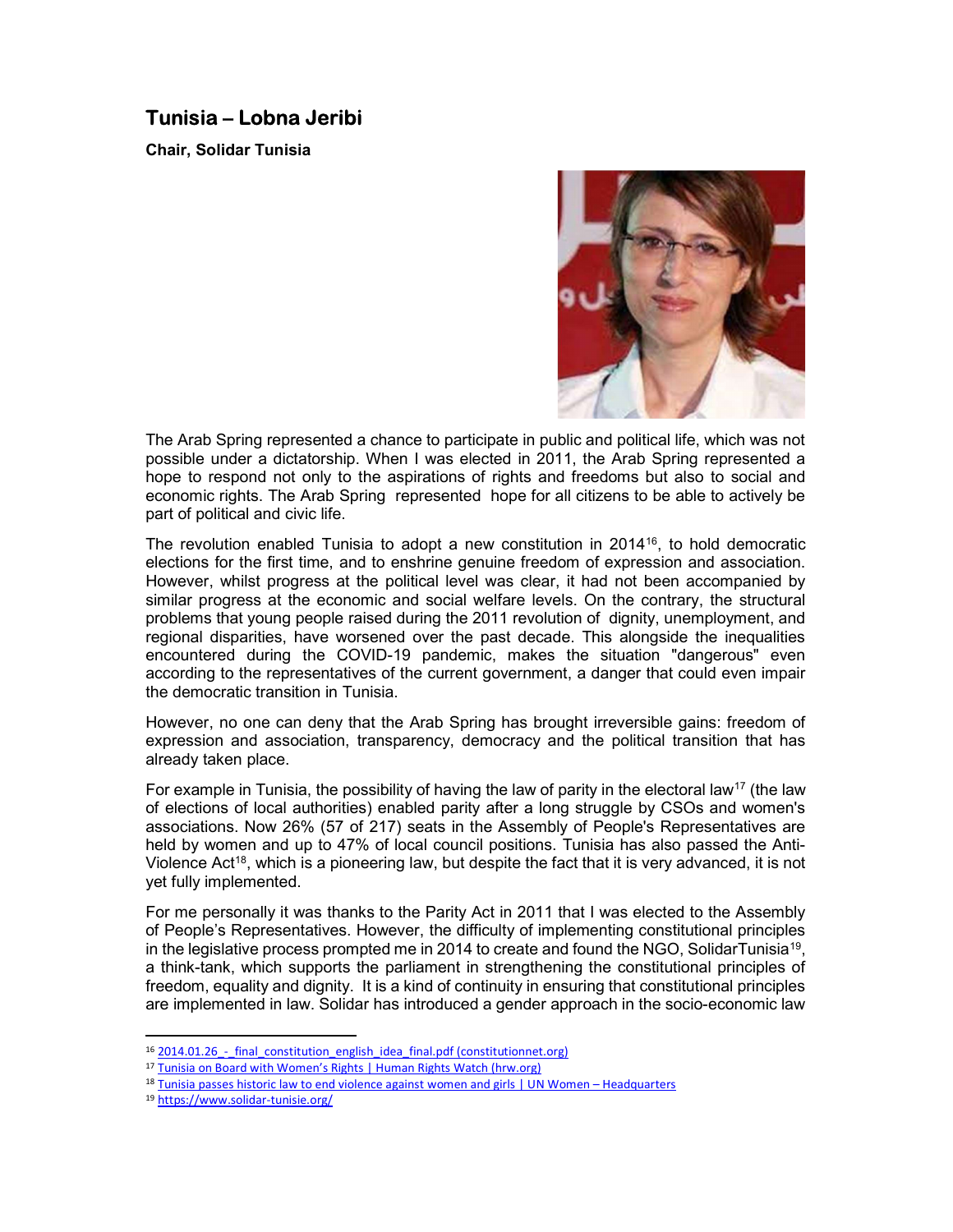## Tunisia – Lobna Jeribi

**Chair, Solidar Tunisia**

The Arab Spring represented a chance to participate in public and political life, which was not possible under a dictatorship. When I was elected in 2011, the Arab Spring represented a hope to respond not only to the aspirations of rights and freedoms but also to social and economic rights. The Arab Spring represented hope for all citizens to be able to actively be part of political and civic life.

The revolution enabled Tunisia to adopt a new constitution in 2014[16], to hold democratic elections for the first time, and to enshrine genuine freedom of expression and association. However, whilst progress at the political level was clear, it had not been accompanied by similar progress at the economic and social welfare levels. On the contrary, the structural problems that young people raised during the 2011 revolution of dignity, unemployment, and regional disparities, have worsened over the past decade. This alongside the inequalities encountered during the COVID-19 pandemic, makes the situation "dangerous" even according to the representatives of the current government, a danger that could even impair the democratic transition in Tunisia.

However, no one can deny that the Arab Spring has brought irreversible gains: freedom of expression and association, transparency, democracy and the political transition that has already taken place.

For example in Tunisia, the possibility of having the law of parity in the electoral law[17] (the law of elections of local authorities) enabled parity after a long struggle by CSOs and women's associations. Now 26% (57 of 217) seats in the Assembly of People's Representatives are held by women and up to 47% of local council positions. Tunisia has also passed the Anti-Violence Act[18], which is a pioneering law, but despite the fact that it is very advanced, it is not yet fully implemented.

For me personally it was thanks to the Parity Act in 2011 that I was elected to the Assembly of People's Representatives. However, the difficulty of implementing constitutional principles in the legislative process prompted me in 2014 to create and found the NGO, SolidarTunisia[19], a think-tank, which supports the parliament in strengthening the constitutional principles of freedom, equality and dignity. It is a kind of continuity in ensuring that constitutional principles are implemented in law. Solidar has introduced a gender approach in the socio-economic law

---

[16] 2014.01.26_-_final_constitution_english_idea_final.pdf (constitutionnet.org)

[17] Tunisia on Board with Women's Rights | Human Rights Watch (hrw.org)

[18] Tunisia passes historic law to end violence against women and girls | UN Women – Headquarters

[19] https://www.solidar-tunisie.org/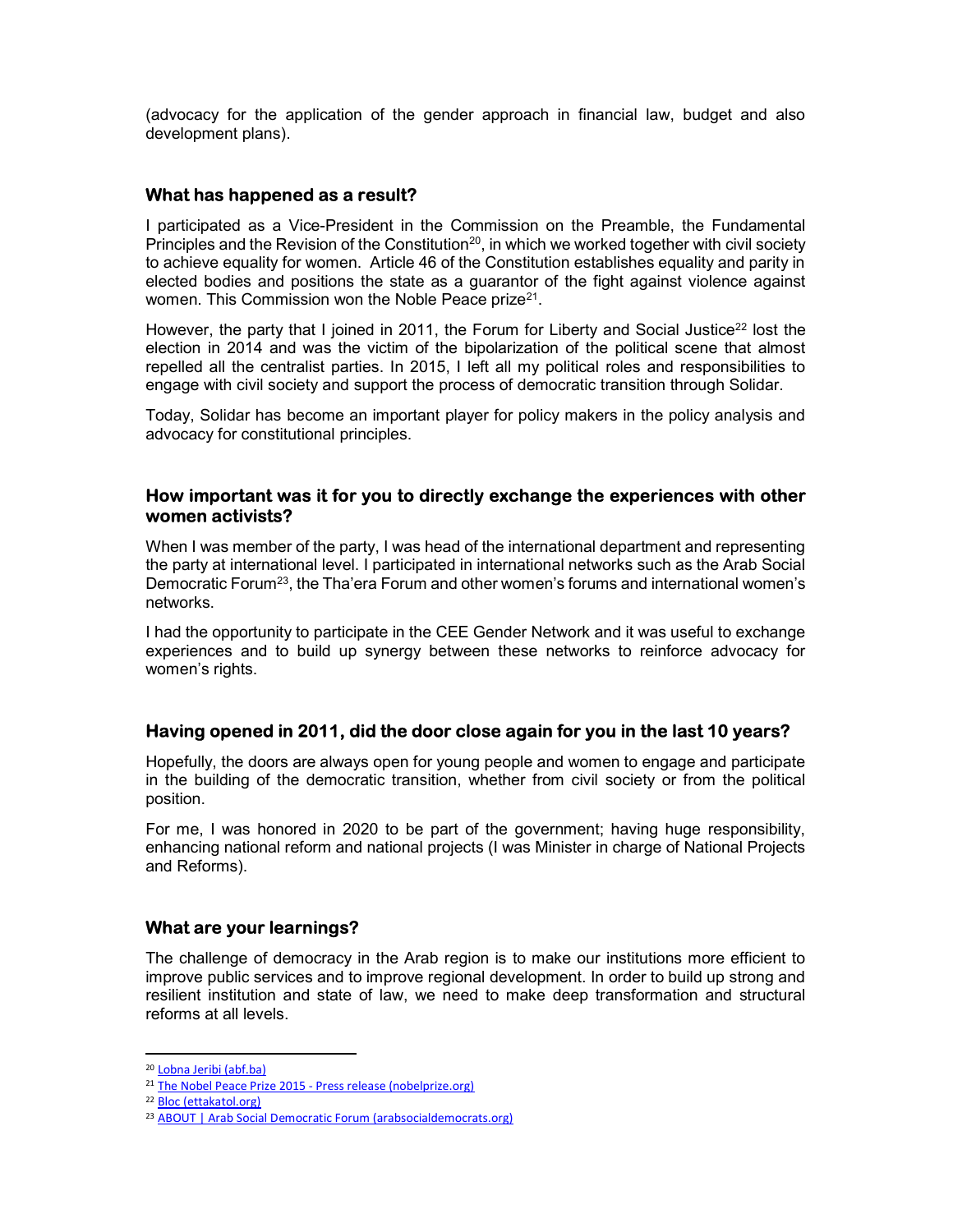(advocacy for the application of the gender approach in financial law, budget and also development plans).

### What has happened as a result?

I participated as a Vice-President in the Commission on the Preamble, the Fundamental Principles and the Revision of the Constitution[20], in which we worked together with civil society to achieve equality for women. Article 46 of the Constitution establishes equality and parity in elected bodies and positions the state as a guarantor of the fight against violence against women. This Commission won the Noble Peace prize[21].

However, the party that I joined in 2011, the Forum for Liberty and Social Justice[22] lost the election in 2014 and was the victim of the bipolarization of the political scene that almost repelled all the centralist parties. In 2015, I left all my political roles and responsibilities to engage with civil society and support the process of democratic transition through Solidar.

Today, Solidar has become an important player for policy makers in the policy analysis and advocacy for constitutional principles.

### How important was it for you to directly exchange the experiences with other women activists?

When I was member of the party, I was head of the international department and representing the party at international level. I participated in international networks such as the Arab Social Democratic Forum[23], the Tha'era Forum and other women's forums and international women's networks.

I had the opportunity to participate in the CEE Gender Network and it was useful to exchange experiences and to build up synergy between these networks to reinforce advocacy for women's rights.

### Having opened in 2011, did the door close again for you in the last 10 years?

Hopefully, the doors are always open for young people and women to engage and participate in the building of the democratic transition, whether from civil society or from the political position.

For me, I was honored in 2020 to be part of the government; having huge responsibility, enhancing national reform and national projects (I was Minister in charge of National Projects and Reforms).

### What are your learnings?

The challenge of democracy in the Arab region is to make our institutions more efficient to improve public services and to improve regional development. In order to build up strong and resilient institution and state of law, we need to make deep transformation and structural reforms at all levels.

---

[20] Lobna Jeribi (abf.ba)

[21] The Nobel Peace Prize 2015 - Press release (nobelprize.org)

[22] Bloc (ettakatol.org)

[23] ABOUT | Arab Social Democratic Forum (arabsocialdemocrats.org)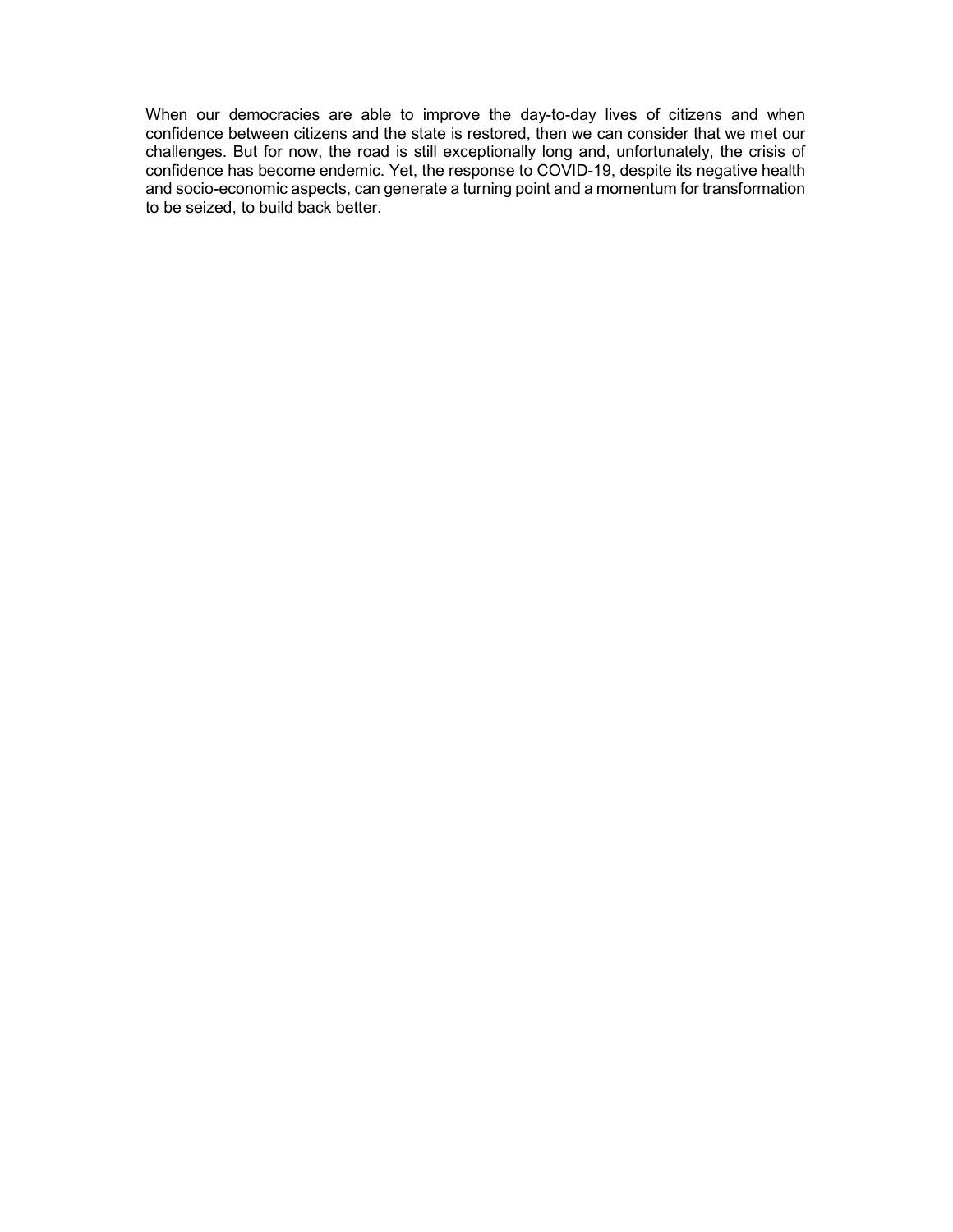When our democracies are able to improve the day-to-day lives of citizens and when confidence between citizens and the state is restored, then we can consider that we met our challenges. But for now, the road is still exceptionally long and, unfortunately, the crisis of confidence has become endemic. Yet, the response to COVID-19, despite its negative health and socio-economic aspects, can generate a turning point and a momentum for transformation to be seized, to build back better.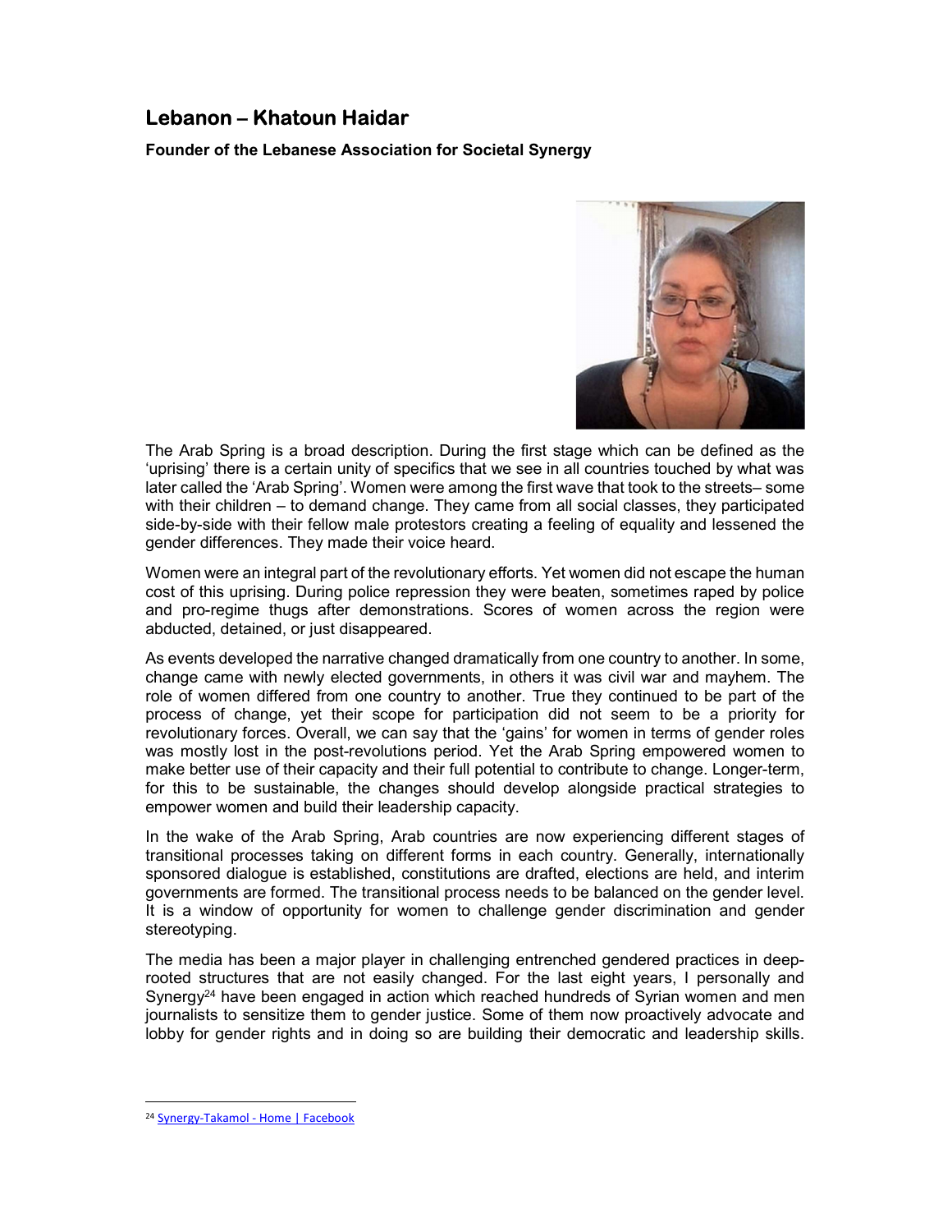## Lebanon – Khatoun Haidar

**Founder of the Lebanese Association for Societal Synergy**

The Arab Spring is a broad description. During the first stage which can be defined as the 'uprising' there is a certain unity of specifics that we see in all countries touched by what was later called the 'Arab Spring'. Women were among the first wave that took to the streets– some with their children – to demand change. They came from all social classes, they participated side-by-side with their fellow male protestors creating a feeling of equality and lessened the gender differences. They made their voice heard.

Women were an integral part of the revolutionary efforts. Yet women did not escape the human cost of this uprising. During police repression they were beaten, sometimes raped by police and pro-regime thugs after demonstrations. Scores of women across the region were abducted, detained, or just disappeared.

As events developed the narrative changed dramatically from one country to another. In some, change came with newly elected governments, in others it was civil war and mayhem. The role of women differed from one country to another. True they continued to be part of the process of change, yet their scope for participation did not seem to be a priority for revolutionary forces. Overall, we can say that the 'gains' for women in terms of gender roles was mostly lost in the post-revolutions period. Yet the Arab Spring empowered women to make better use of their capacity and their full potential to contribute to change. Longer-term, for this to be sustainable, the changes should develop alongside practical strategies to empower women and build their leadership capacity.

In the wake of the Arab Spring, Arab countries are now experiencing different stages of transitional processes taking on different forms in each country. Generally, internationally sponsored dialogue is established, constitutions are drafted, elections are held, and interim governments are formed. The transitional process needs to be balanced on the gender level. It is a window of opportunity for women to challenge gender discrimination and gender stereotyping.

The media has been a major player in challenging entrenched gendered practices in deep-rooted structures that are not easily changed. For the last eight years, I personally and Synergy[24] have been engaged in action which reached hundreds of Syrian women and men journalists to sensitize them to gender justice. Some of them now proactively advocate and lobby for gender rights and in doing so are building their democratic and leadership skills.

[24] Synergy-Takamol - Home | Facebook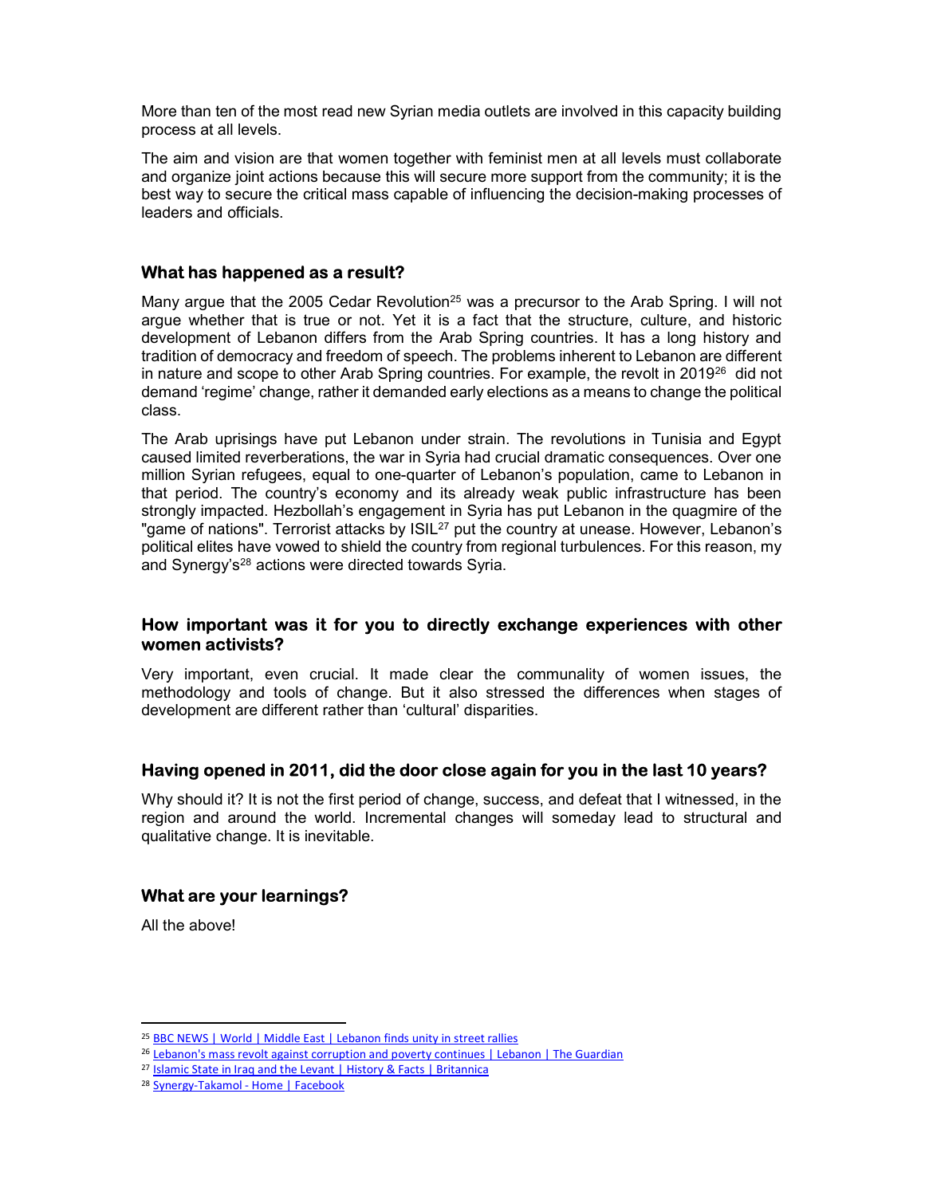More than ten of the most read new Syrian media outlets are involved in this capacity building process at all levels.

The aim and vision are that women together with feminist men at all levels must collaborate and organize joint actions because this will secure more support from the community; it is the best way to secure the critical mass capable of influencing the decision-making processes of leaders and officials.

### What has happened as a result?

Many argue that the 2005 Cedar Revolution[25] was a precursor to the Arab Spring. I will not argue whether that is true or not. Yet it is a fact that the structure, culture, and historic development of Lebanon differs from the Arab Spring countries. It has a long history and tradition of democracy and freedom of speech. The problems inherent to Lebanon are different in nature and scope to other Arab Spring countries. For example, the revolt in 2019[26] did not demand 'regime' change, rather it demanded early elections as a means to change the political class.

The Arab uprisings have put Lebanon under strain. The revolutions in Tunisia and Egypt caused limited reverberations, the war in Syria had crucial dramatic consequences. Over one million Syrian refugees, equal to one-quarter of Lebanon's population, came to Lebanon in that period. The country's economy and its already weak public infrastructure has been strongly impacted. Hezbollah's engagement in Syria has put Lebanon in the quagmire of the "game of nations". Terrorist attacks by ISIL[27] put the country at unease. However, Lebanon's political elites have vowed to shield the country from regional turbulences. For this reason, my and Synergy's[28] actions were directed towards Syria.

### How important was it for you to directly exchange experiences with other women activists?

Very important, even crucial. It made clear the communality of women issues, the methodology and tools of change. But it also stressed the differences when stages of development are different rather than 'cultural' disparities.

### Having opened in 2011, did the door close again for you in the last 10 years?

Why should it? It is not the first period of change, success, and defeat that I witnessed, in the region and around the world. Incremental changes will someday lead to structural and qualitative change. It is inevitable.

### What are your learnings?

All the above!

---

[25] BBC NEWS | World | Middle East | Lebanon finds unity in street rallies

[26] Lebanon's mass revolt against corruption and poverty continues | Lebanon | The Guardian

[27] Islamic State in Iraq and the Levant | History & Facts | Britannica

[28] Synergy-Takamol - Home | Facebook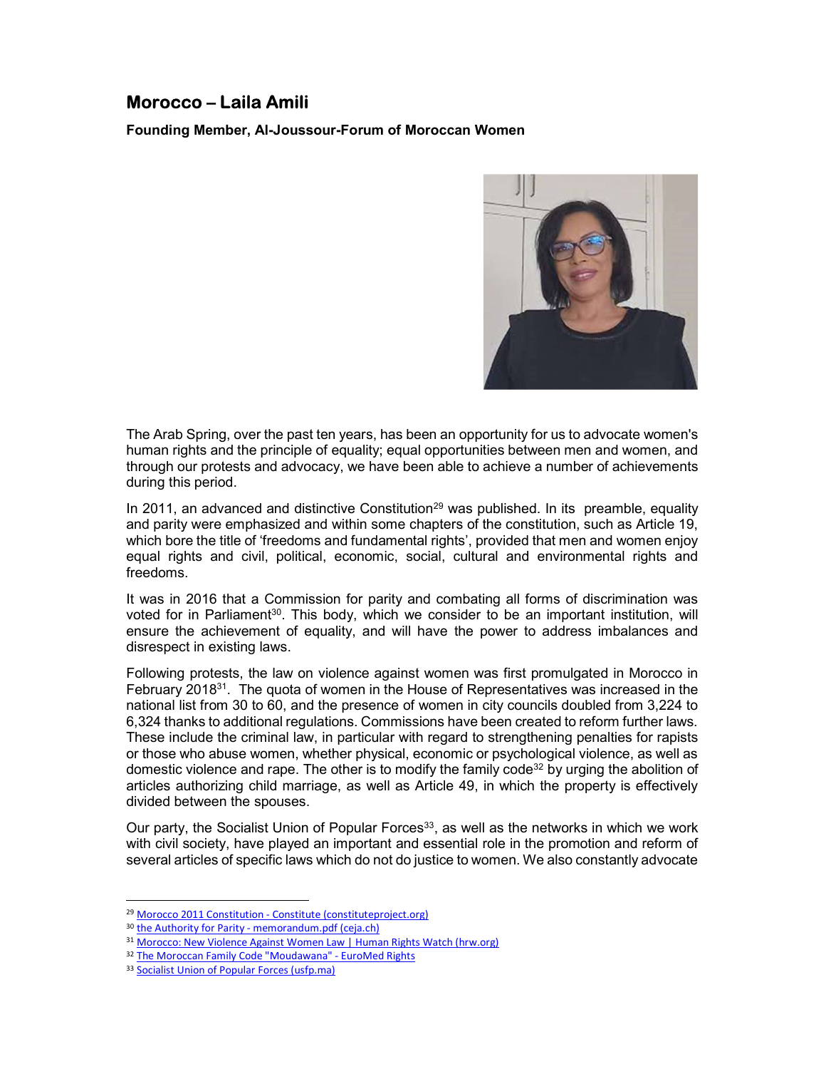## Morocco – Laila Amili

**Founding Member, Al-Joussour-Forum of Moroccan Women**

The Arab Spring, over the past ten years, has been an opportunity for us to advocate women's human rights and the principle of equality; equal opportunities between men and women, and through our protests and advocacy, we have been able to achieve a number of achievements during this period.

In 2011, an advanced and distinctive Constitution[29] was published. In its preamble, equality and parity were emphasized and within some chapters of the constitution, such as Article 19, which bore the title of 'freedoms and fundamental rights', provided that men and women enjoy equal rights and civil, political, economic, social, cultural and environmental rights and freedoms.

It was in 2016 that a Commission for parity and combating all forms of discrimination was voted for in Parliament[30]. This body, which we consider to be an important institution, will ensure the achievement of equality, and will have the power to address imbalances and disrespect in existing laws.

Following protests, the law on violence against women was first promulgated in Morocco in February 2018[31]. The quota of women in the House of Representatives was increased in the national list from 30 to 60, and the presence of women in city councils doubled from 3,224 to 6,324 thanks to additional regulations. Commissions have been created to reform further laws. These include the criminal law, in particular with regard to strengthening penalties for rapists or those who abuse women, whether physical, economic or psychological violence, as well as domestic violence and rape. The other is to modify the family code[32] by urging the abolition of articles authorizing child marriage, as well as Article 49, in which the property is effectively divided between the spouses.

Our party, the Socialist Union of Popular Forces[33], as well as the networks in which we work with civil society, have played an important and essential role in the promotion and reform of several articles of specific laws which do not do justice to women. We also constantly advocate

---

[29] Morocco 2011 Constitution - Constitute (constituteproject.org)

[30] the Authority for Parity - memorandum.pdf (ceja.ch)

[31] Morocco: New Violence Against Women Law | Human Rights Watch (hrw.org)

[32] The Moroccan Family Code "Moudawana" - EuroMed Rights

[33] Socialist Union of Popular Forces (usfp.ma)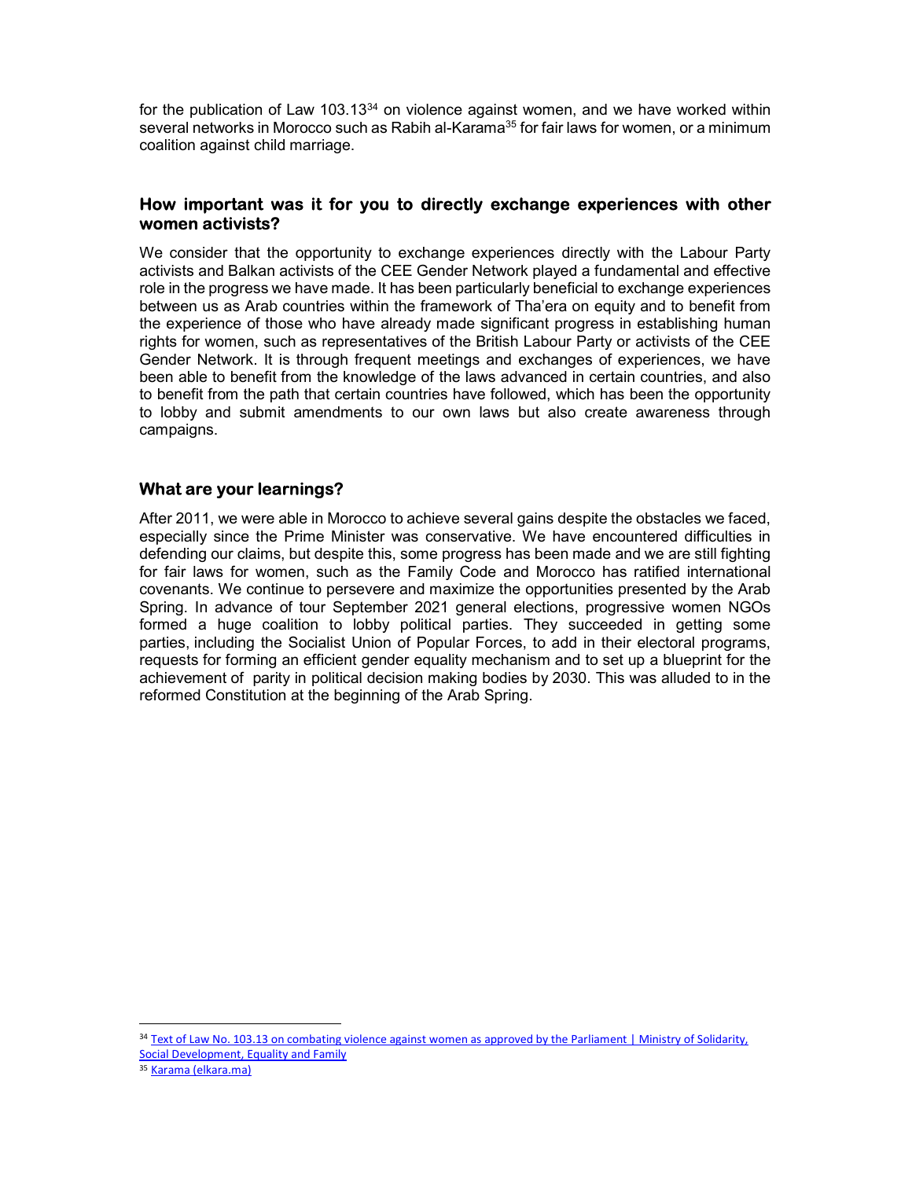for the publication of Law 103.13[34] on violence against women, and we have worked within several networks in Morocco such as Rabih al-Karama[35] for fair laws for women, or a minimum coalition against child marriage.

### How important was it for you to directly exchange experiences with other women activists?

We consider that the opportunity to exchange experiences directly with the Labour Party activists and Balkan activists of the CEE Gender Network played a fundamental and effective role in the progress we have made. It has been particularly beneficial to exchange experiences between us as Arab countries within the framework of Tha'era on equity and to benefit from the experience of those who have already made significant progress in establishing human rights for women, such as representatives of the British Labour Party or activists of the CEE Gender Network. It is through frequent meetings and exchanges of experiences, we have been able to benefit from the knowledge of the laws advanced in certain countries, and also to benefit from the path that certain countries have followed, which has been the opportunity to lobby and submit amendments to our own laws but also create awareness through campaigns.

### What are your learnings?

After 2011, we were able in Morocco to achieve several gains despite the obstacles we faced, especially since the Prime Minister was conservative. We have encountered difficulties in defending our claims, but despite this, some progress has been made and we are still fighting for fair laws for women, such as the Family Code and Morocco has ratified international covenants. We continue to persevere and maximize the opportunities presented by the Arab Spring. In advance of tour September 2021 general elections, progressive women NGOs formed a huge coalition to lobby political parties. They succeeded in getting some parties, including the Socialist Union of Popular Forces, to add in their electoral programs, requests for forming an efficient gender equality mechanism and to set up a blueprint for the achievement of parity in political decision making bodies by 2030. This was alluded to in the reformed Constitution at the beginning of the Arab Spring.

---

[34] Text of Law No. 103.13 on combating violence against women as approved by the Parliament | Ministry of Solidarity, Social Development, Equality and Family

[35] Karama (elkara.ma)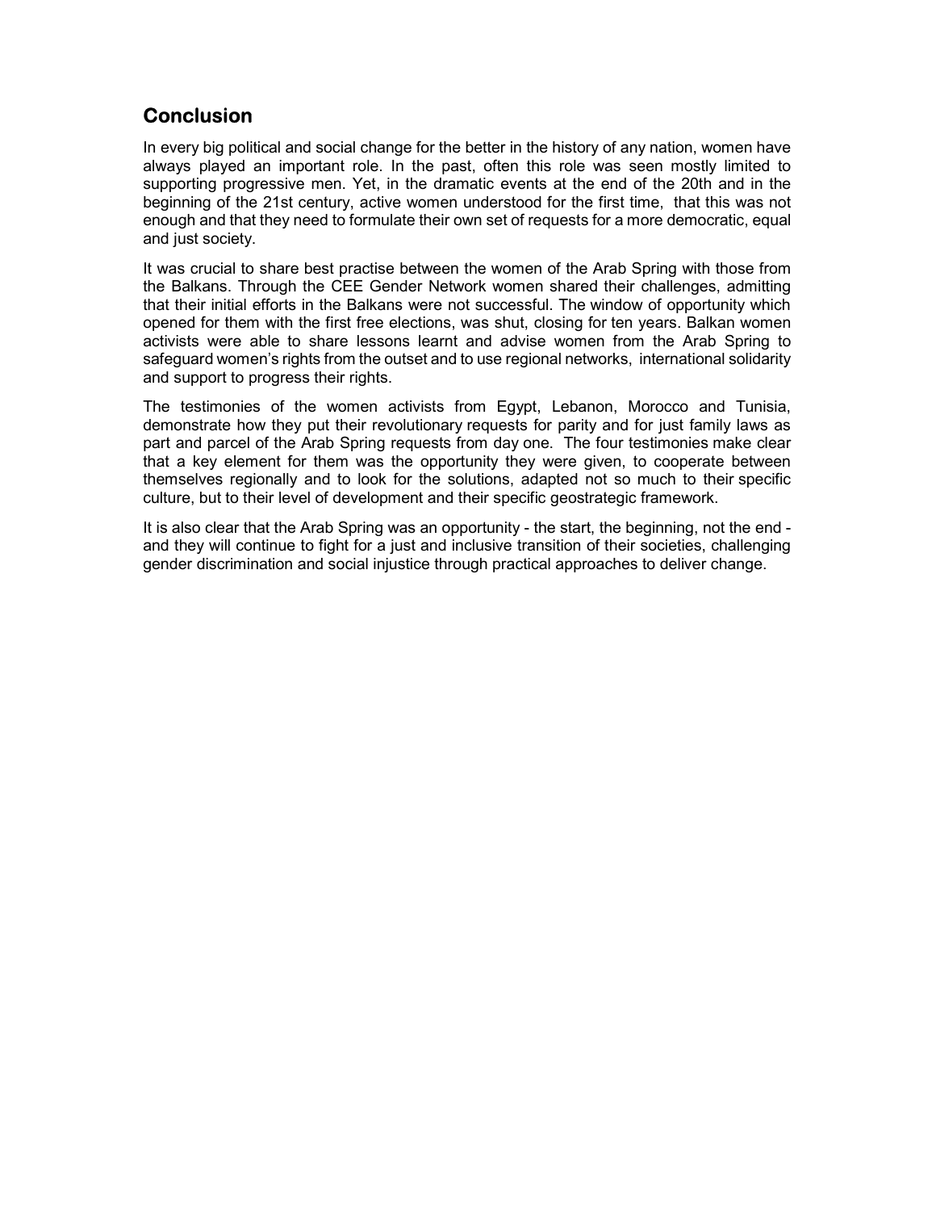## Conclusion

In every big political and social change for the better in the history of any nation, women have always played an important role. In the past, often this role was seen mostly limited to supporting progressive men. Yet, in the dramatic events at the end of the 20th and in the beginning of the 21st century, active women understood for the first time, that this was not enough and that they need to formulate their own set of requests for a more democratic, equal and just society.

It was crucial to share best practise between the women of the Arab Spring with those from the Balkans. Through the CEE Gender Network women shared their challenges, admitting that their initial efforts in the Balkans were not successful. The window of opportunity which opened for them with the first free elections, was shut, closing for ten years. Balkan women activists were able to share lessons learnt and advise women from the Arab Spring to safeguard women's rights from the outset and to use regional networks, international solidarity and support to progress their rights.

The testimonies of the women activists from Egypt, Lebanon, Morocco and Tunisia, demonstrate how they put their revolutionary requests for parity and for just family laws as part and parcel of the Arab Spring requests from day one. The four testimonies make clear that a key element for them was the opportunity they were given, to cooperate between themselves regionally and to look for the solutions, adapted not so much to their specific culture, but to their level of development and their specific geostrategic framework.

It is also clear that the Arab Spring was an opportunity - the start, the beginning, not the end - and they will continue to fight for a just and inclusive transition of their societies, challenging gender discrimination and social injustice through practical approaches to deliver change.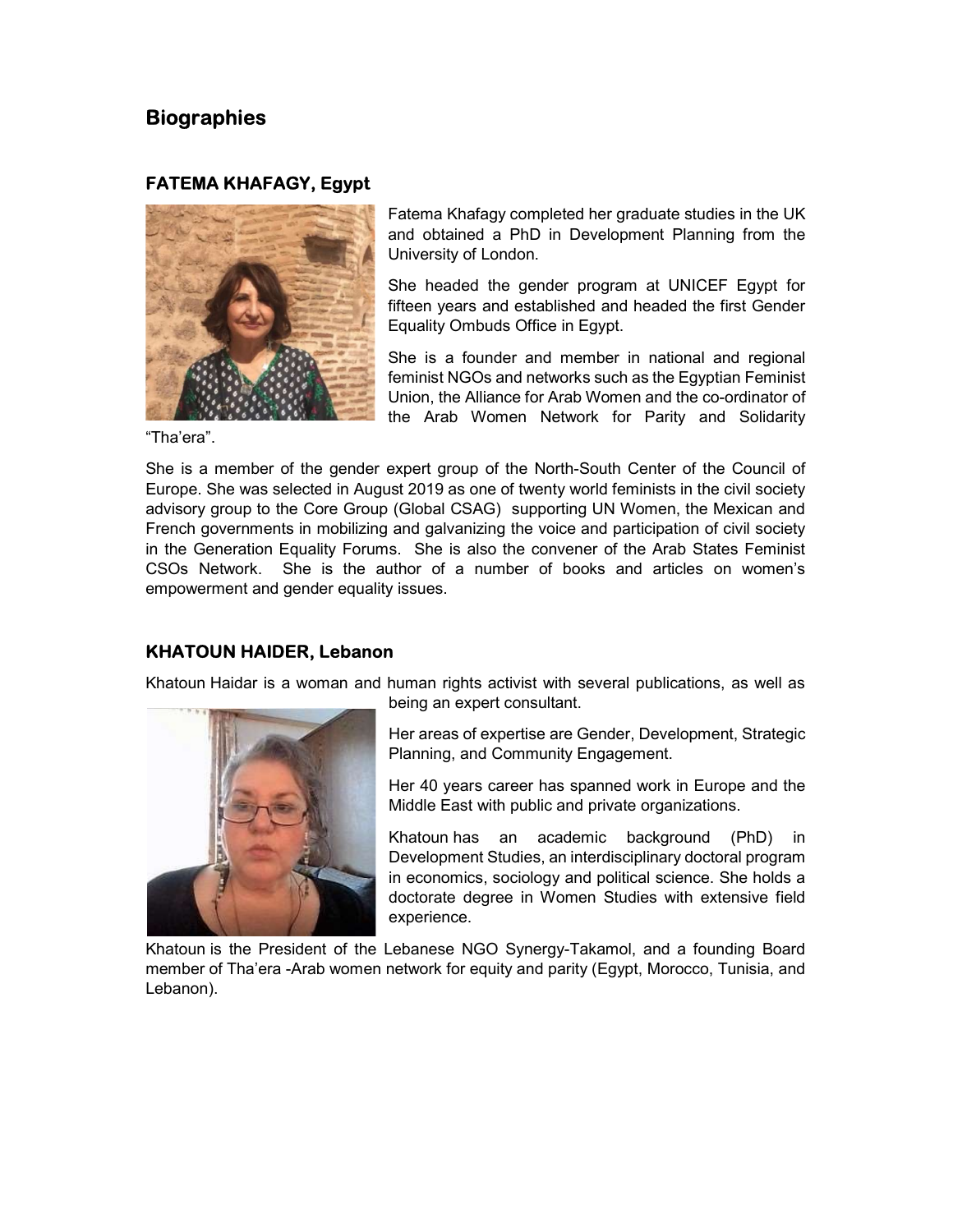## Biographies

### FATEMA KHAFAGY, Egypt

Fatema Khafagy completed her graduate studies in the UK and obtained a PhD in Development Planning from the University of London.

She headed the gender program at UNICEF Egypt for fifteen years and established and headed the first Gender Equality Ombuds Office in Egypt.

She is a founder and member in national and regional feminist NGOs and networks such as the Egyptian Feminist Union, the Alliance for Arab Women and the co-ordinator of the Arab Women Network for Parity and Solidarity "Tha'era".

She is a member of the gender expert group of the North-South Center of the Council of Europe. She was selected in August 2019 as one of twenty world feminists in the civil society advisory group to the Core Group (Global CSAG) supporting UN Women, the Mexican and French governments in mobilizing and galvanizing the voice and participation of civil society in the Generation Equality Forums. She is also the convener of the Arab States Feminist CSOs Network. She is the author of a number of books and articles on women's empowerment and gender equality issues.

### KHATOUN HAIDER, Lebanon

Khatoun Haidar is a woman and human rights activist with several publications, as well as being an expert consultant.

Her areas of expertise are Gender, Development, Strategic Planning, and Community Engagement.

Her 40 years career has spanned work in Europe and the Middle East with public and private organizations.

Khatoun has an academic background (PhD) in Development Studies, an interdisciplinary doctoral program in economics, sociology and political science. She holds a doctorate degree in Women Studies with extensive field experience.

Khatoun is the President of the Lebanese NGO Synergy-Takamol, and a founding Board member of Tha'era -Arab women network for equity and parity (Egypt, Morocco, Tunisia, and Lebanon).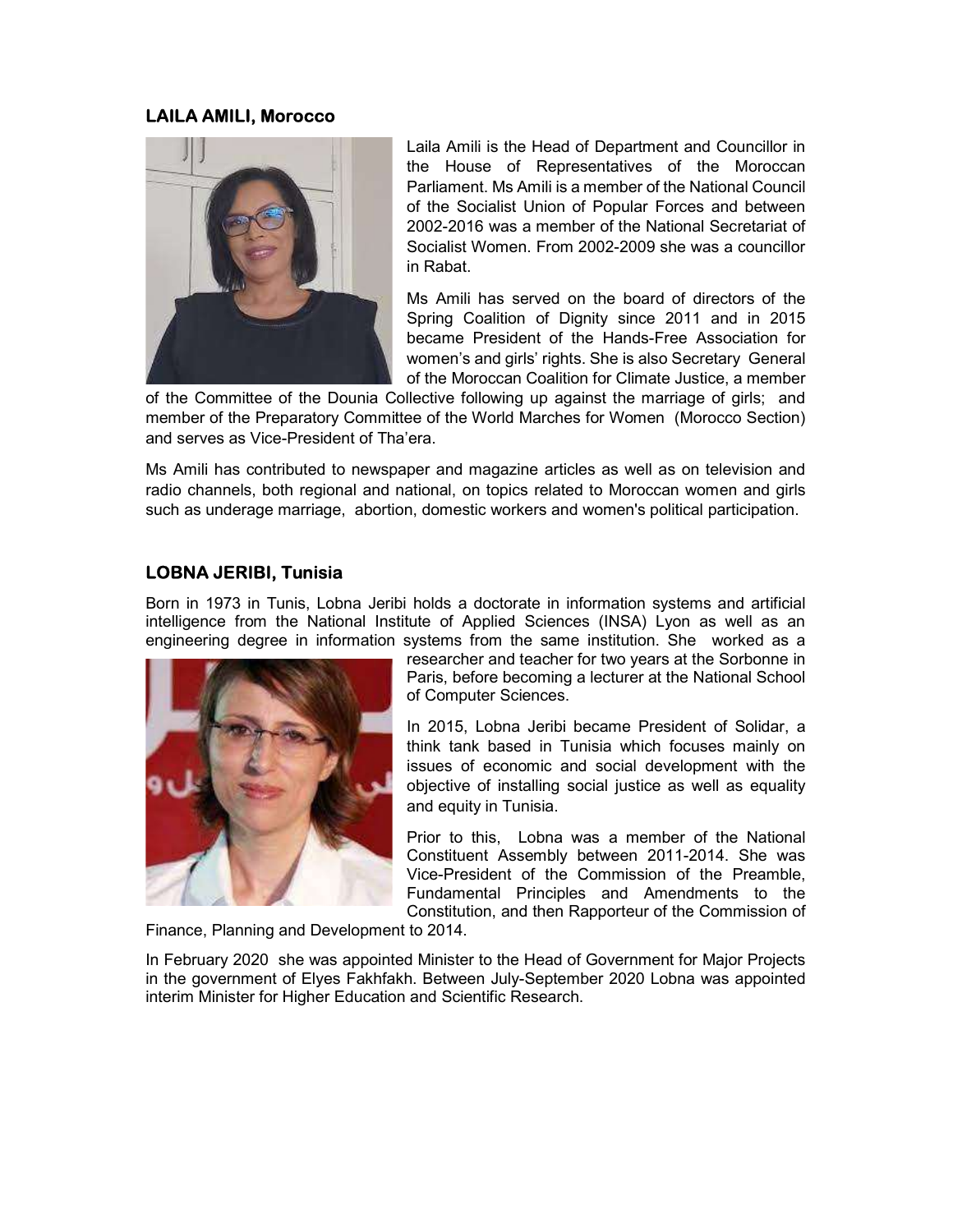## LAILA AMILI, Morocco

Laila Amili is the Head of Department and Councillor in the House of Representatives of the Moroccan Parliament. Ms Amili is a member of the National Council of the Socialist Union of Popular Forces and between 2002-2016 was a member of the National Secretariat of Socialist Women. From 2002-2009 she was a councillor in Rabat.

Ms Amili has served on the board of directors of the Spring Coalition of Dignity since 2011 and in 2015 became President of the Hands-Free Association for women's and girls' rights. She is also Secretary General of the Moroccan Coalition for Climate Justice, a member of the Committee of the Dounia Collective following up against the marriage of girls; and member of the Preparatory Committee of the World Marches for Women (Morocco Section) and serves as Vice-President of Tha'era.

Ms Amili has contributed to newspaper and magazine articles as well as on television and radio channels, both regional and national, on topics related to Moroccan women and girls such as underage marriage, abortion, domestic workers and women's political participation.

## LOBNA JERIBI, Tunisia

Born in 1973 in Tunis, Lobna Jeribi holds a doctorate in information systems and artificial intelligence from the National Institute of Applied Sciences (INSA) Lyon as well as an engineering degree in information systems from the same institution. She worked as a researcher and teacher for two years at the Sorbonne in Paris, before becoming a lecturer at the National School of Computer Sciences.

In 2015, Lobna Jeribi became President of Solidar, a think tank based in Tunisia which focuses mainly on issues of economic and social development with the objective of installing social justice as well as equality and equity in Tunisia.

Prior to this, Lobna was a member of the National Constituent Assembly between 2011-2014. She was Vice-President of the Commission of the Preamble, Fundamental Principles and Amendments to the Constitution, and then Rapporteur of the Commission of Finance, Planning and Development to 2014.

In February 2020 she was appointed Minister to the Head of Government for Major Projects in the government of Elyes Fakhfakh. Between July-September 2020 Lobna was appointed interim Minister for Higher Education and Scientific Research.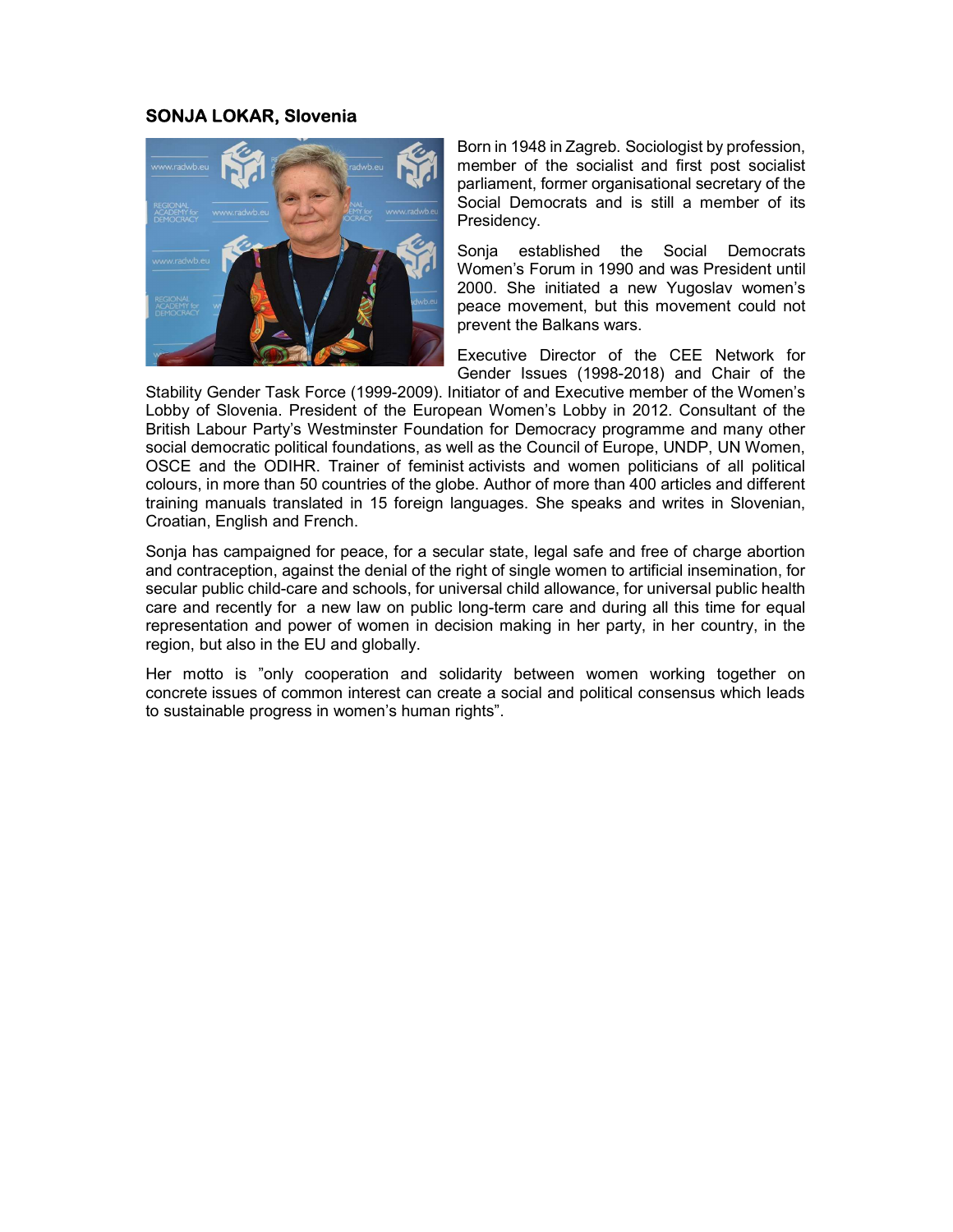## SONJA LOKAR, Slovenia

Born in 1948 in Zagreb. Sociologist by profession, member of the socialist and first post socialist parliament, former organisational secretary of the Social Democrats and is still a member of its Presidency.

Sonja established the Social Democrats Women's Forum in 1990 and was President until 2000. She initiated a new Yugoslav women's peace movement, but this movement could not prevent the Balkans wars.

Executive Director of the CEE Network for Gender Issues (1998-2018) and Chair of the Stability Gender Task Force (1999-2009). Initiator of and Executive member of the Women's Lobby of Slovenia. President of the European Women's Lobby in 2012. Consultant of the British Labour Party's Westminster Foundation for Democracy programme and many other social democratic political foundations, as well as the Council of Europe, UNDP, UN Women, OSCE and the ODIHR. Trainer of feminist activists and women politicians of all political colours, in more than 50 countries of the globe. Author of more than 400 articles and different training manuals translated in 15 foreign languages. She speaks and writes in Slovenian, Croatian, English and French.

Sonja has campaigned for peace, for a secular state, legal safe and free of charge abortion and contraception, against the denial of the right of single women to artificial insemination, for secular public child-care and schools, for universal child allowance, for universal public health care and recently for a new law on public long-term care and during all this time for equal representation and power of women in decision making in her party, in her country, in the region, but also in the EU and globally.

Her motto is "only cooperation and solidarity between women working together on concrete issues of common interest can create a social and political consensus which leads to sustainable progress in women's human rights".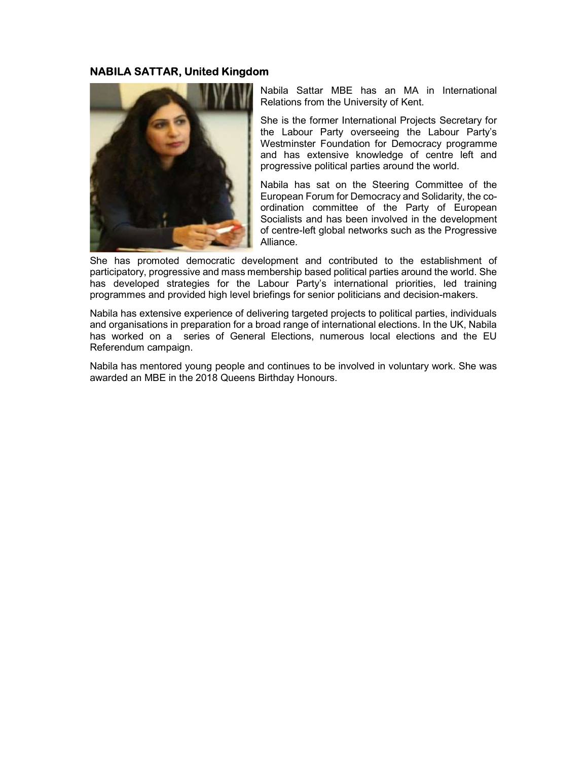### NABILA SATTAR, United Kingdom

Nabila Sattar MBE has an MA in International Relations from the University of Kent.

She is the former International Projects Secretary for the Labour Party overseeing the Labour Party's Westminster Foundation for Democracy programme and has extensive knowledge of centre left and progressive political parties around the world.

Nabila has sat on the Steering Committee of the European Forum for Democracy and Solidarity, the co-ordination committee of the Party of European Socialists and has been involved in the development of centre-left global networks such as the Progressive Alliance.

She has promoted democratic development and contributed to the establishment of participatory, progressive and mass membership based political parties around the world. She has developed strategies for the Labour Party's international priorities, led training programmes and provided high level briefings for senior politicians and decision-makers.

Nabila has extensive experience of delivering targeted projects to political parties, individuals and organisations in preparation for a broad range of international elections. In the UK, Nabila has worked on a series of General Elections, numerous local elections and the EU Referendum campaign.

Nabila has mentored young people and continues to be involved in voluntary work. She was awarded an MBE in the 2018 Queens Birthday Honours.